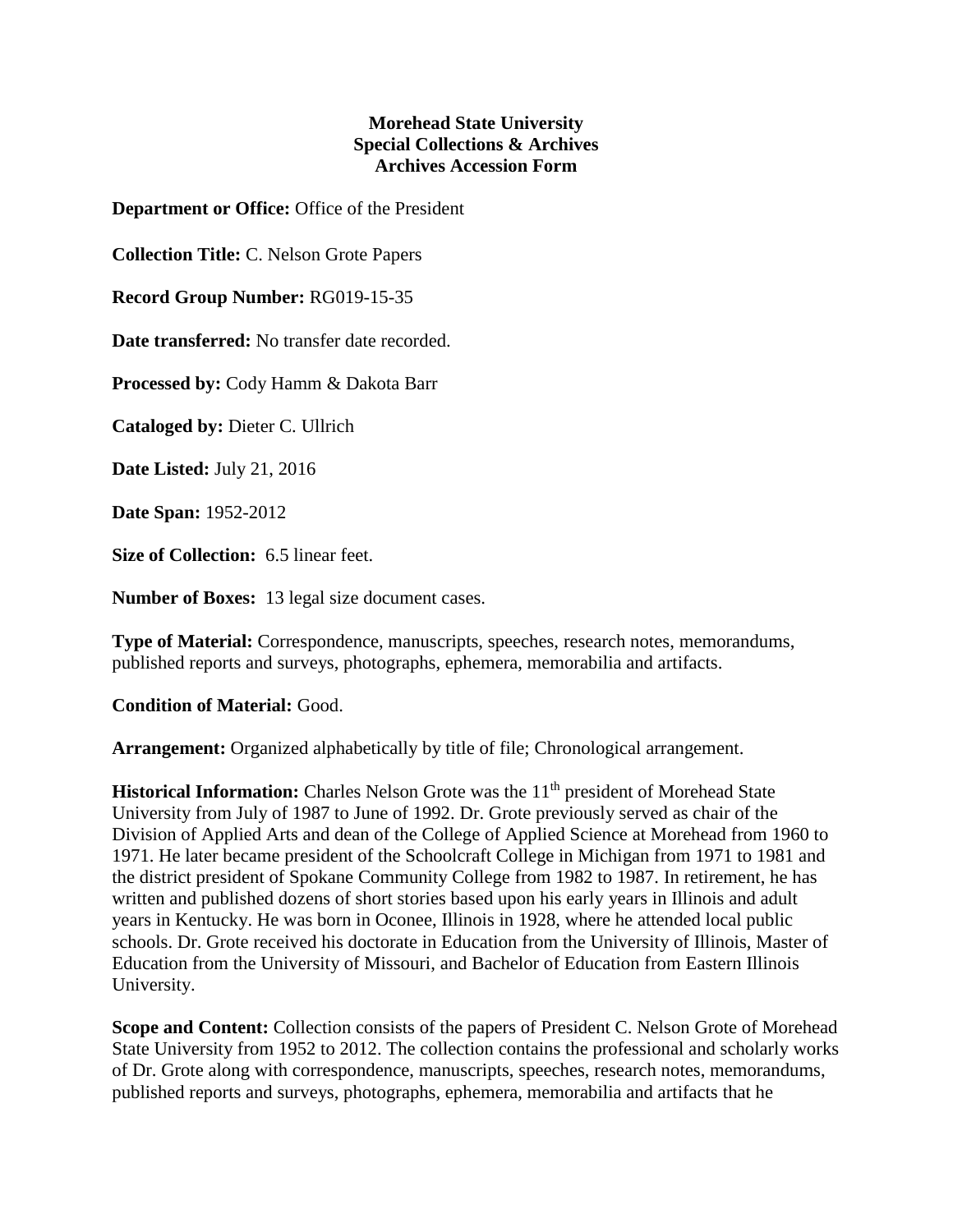**Morehead State University**
**Special Collections & Archives**
**Archives Accession Form**

**Department or Office:** Office of the President

**Collection Title:** C. Nelson Grote Papers

**Record Group Number:** RG019-15-35

**Date transferred:** No transfer date recorded.

**Processed by:** Cody Hamm & Dakota Barr

**Cataloged by:** Dieter C. Ullrich

**Date Listed:** July 21, 2016

**Date Span:** 1952-2012

**Size of Collection:** 6.5 linear feet.

**Number of Boxes:** 13 legal size document cases.

**Type of Material:** Correspondence, manuscripts, speeches, research notes, memorandums, published reports and surveys, photographs, ephemera, memorabilia and artifacts.

**Condition of Material:** Good.

**Arrangement:** Organized alphabetically by title of file; Chronological arrangement.

**Historical Information:** Charles Nelson Grote was the 11th president of Morehead State University from July of 1987 to June of 1992. Dr. Grote previously served as chair of the Division of Applied Arts and dean of the College of Applied Science at Morehead from 1960 to 1971. He later became president of the Schoolcraft College in Michigan from 1971 to 1981 and the district president of Spokane Community College from 1982 to 1987. In retirement, he has written and published dozens of short stories based upon his early years in Illinois and adult years in Kentucky. He was born in Oconee, Illinois in 1928, where he attended local public schools. Dr. Grote received his doctorate in Education from the University of Illinois, Master of Education from the University of Missouri, and Bachelor of Education from Eastern Illinois University.

**Scope and Content:** Collection consists of the papers of President C. Nelson Grote of Morehead State University from 1952 to 2012. The collection contains the professional and scholarly works of Dr. Grote along with correspondence, manuscripts, speeches, research notes, memorandums, published reports and surveys, photographs, ephemera, memorabilia and artifacts that he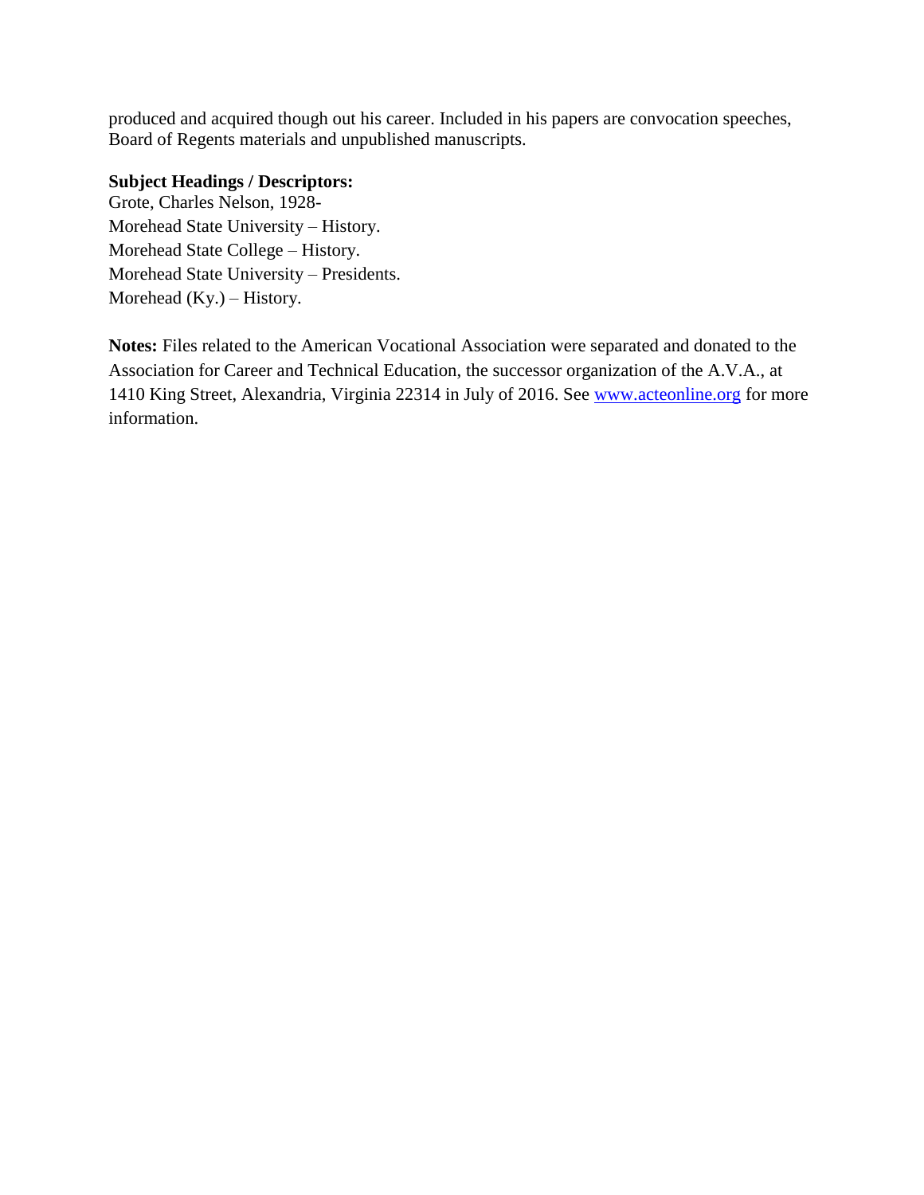produced and acquired though out his career. Included in his papers are convocation speeches, Board of Regents materials and unpublished manuscripts.

**Subject Headings / Descriptors:**
Grote, Charles Nelson, 1928-
Morehead State University – History.
Morehead State College – History.
Morehead State University – Presidents.
Morehead (Ky.) – History.

**Notes:** Files related to the American Vocational Association were separated and donated to the Association for Career and Technical Education, the successor organization of the A.V.A., at 1410 King Street, Alexandria, Virginia 22314 in July of 2016. See [www.acteonline.org](http://www.acteonline.org) for more information.